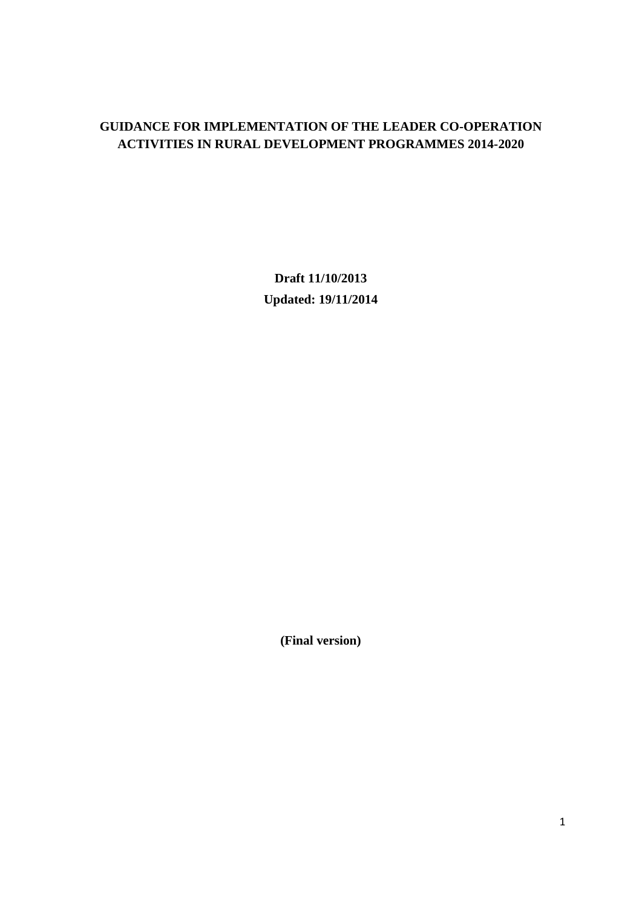# GUIDANCE FOR IMPLEMENTATION OF THE LEADER CO-OPERATION ACTIVITIES IN RURAL DEVELOPMENT PROGRAMMES 2014-2020

**Draft 11/10/2013**

**Updated: 19/11/2014**

**(Final version)**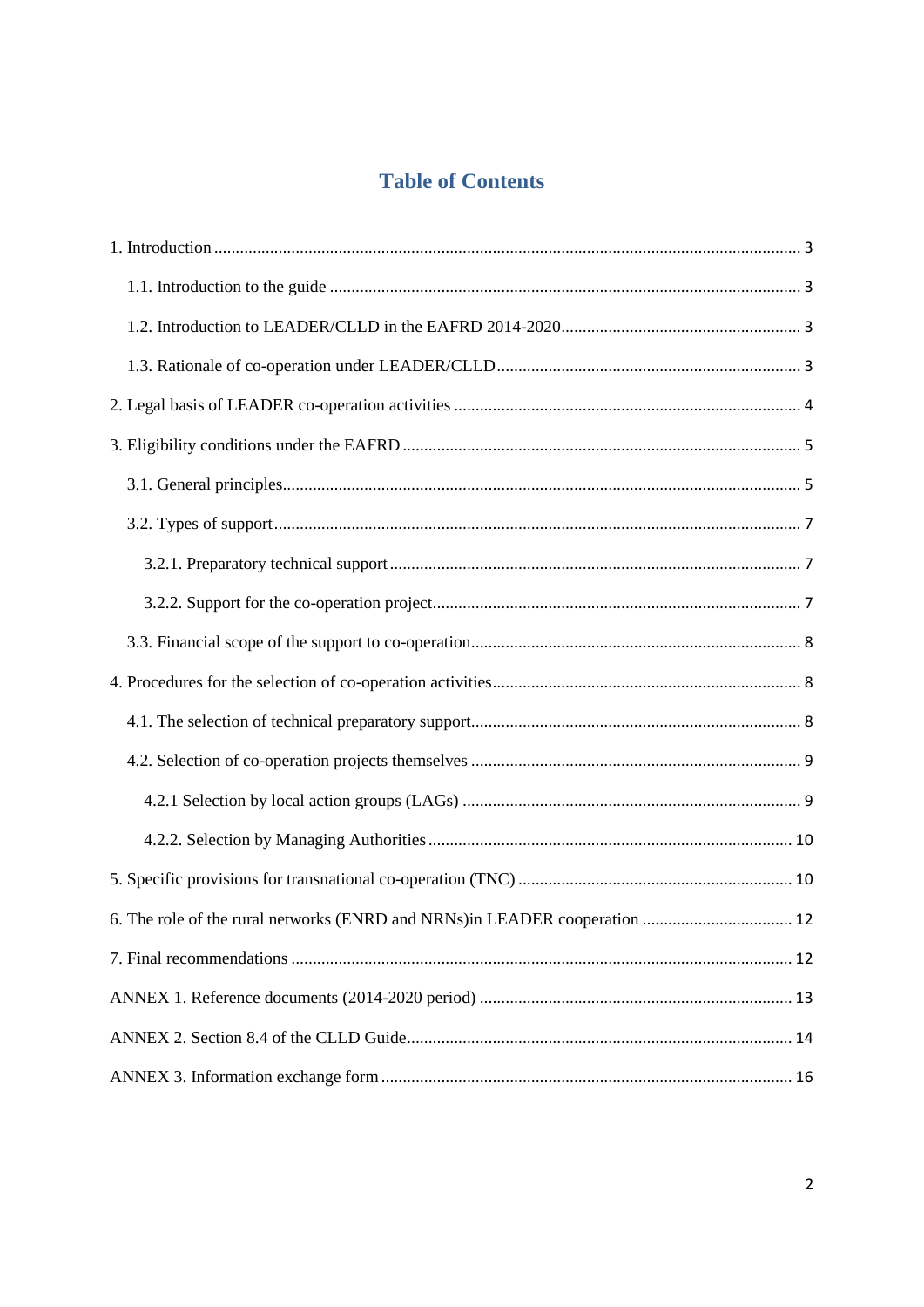# Table of Contents

1. Introduction ..... 3
   - 1.1. Introduction to the guide ..... 3
   - 1.2. Introduction to LEADER/CLLD in the EAFRD 2014-2020 ..... 3
   - 1.3. Rationale of co-operation under LEADER/CLLD ..... 3
2. Legal basis of LEADER co-operation activities ..... 4
3. Eligibility conditions under the EAFRD ..... 5
   - 3.1. General principles ..... 5
   - 3.2. Types of support ..... 7
     - 3.2.1. Preparatory technical support ..... 7
     - 3.2.2. Support for the co-operation project ..... 7
   - 3.3. Financial scope of the support to co-operation ..... 8
4. Procedures for the selection of co-operation activities ..... 8
   - 4.1. The selection of technical preparatory support ..... 8
   - 4.2. Selection of co-operation projects themselves ..... 9
     - 4.2.1 Selection by local action groups (LAGs) ..... 9
     - 4.2.2. Selection by Managing Authorities ..... 10
5. Specific provisions for transnational co-operation (TNC) ..... 10
6. The role of the rural networks (ENRD and NRNs)in LEADER cooperation ..... 12
7. Final recommendations ..... 12

ANNEX 1. Reference documents (2014-2020 period) ..... 13

ANNEX 2. Section 8.4 of the CLLD Guide ..... 14

ANNEX 3. Information exchange form ..... 16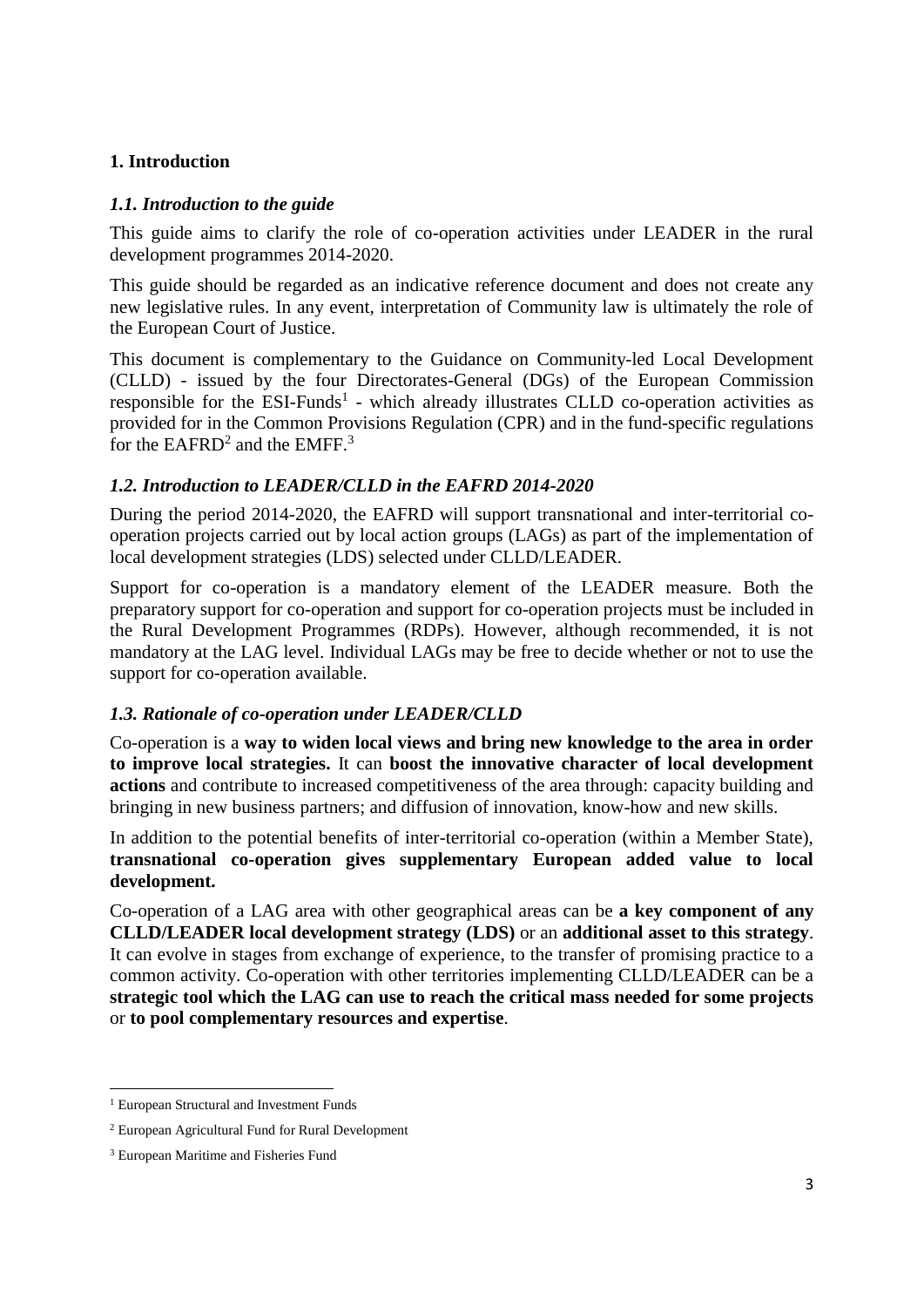## 1. Introduction

### *1.1. Introduction to the guide*

This guide aims to clarify the role of co-operation activities under LEADER in the rural development programmes 2014-2020.

This guide should be regarded as an indicative reference document and does not create any new legislative rules. In any event, interpretation of Community law is ultimately the role of the European Court of Justice.

This document is complementary to the Guidance on Community-led Local Development (CLLD) - issued by the four Directorates-General (DGs) of the European Commission responsible for the ESI-Funds[1] - which already illustrates CLLD co-operation activities as provided for in the Common Provisions Regulation (CPR) and in the fund-specific regulations for the EAFRD[2] and the EMFF.[3]

### *1.2. Introduction to LEADER/CLLD in the EAFRD 2014-2020*

During the period 2014-2020, the EAFRD will support transnational and inter-territorial co-operation projects carried out by local action groups (LAGs) as part of the implementation of local development strategies (LDS) selected under CLLD/LEADER.

Support for co-operation is a mandatory element of the LEADER measure. Both the preparatory support for co-operation and support for co-operation projects must be included in the Rural Development Programmes (RDPs). However, although recommended, it is not mandatory at the LAG level. Individual LAGs may be free to decide whether or not to use the support for co-operation available.

### *1.3. Rationale of co-operation under LEADER/CLLD*

Co-operation is a **way to widen local views and bring new knowledge to the area in order to improve local strategies.** It can **boost the innovative character of local development actions** and contribute to increased competitiveness of the area through: capacity building and bringing in new business partners; and diffusion of innovation, know-how and new skills.

In addition to the potential benefits of inter-territorial co-operation (within a Member State), **transnational co-operation gives supplementary European added value to local development.**

Co-operation of a LAG area with other geographical areas can be **a key component of any CLLD/LEADER local development strategy (LDS)** or an **additional asset to this strategy**. It can evolve in stages from exchange of experience, to the transfer of promising practice to a common activity. Co-operation with other territories implementing CLLD/LEADER can be a **strategic tool which the LAG can use to reach the critical mass needed for some projects** or **to pool complementary resources and expertise**.

---

[1] European Structural and Investment Funds

[2] European Agricultural Fund for Rural Development

[3] European Maritime and Fisheries Fund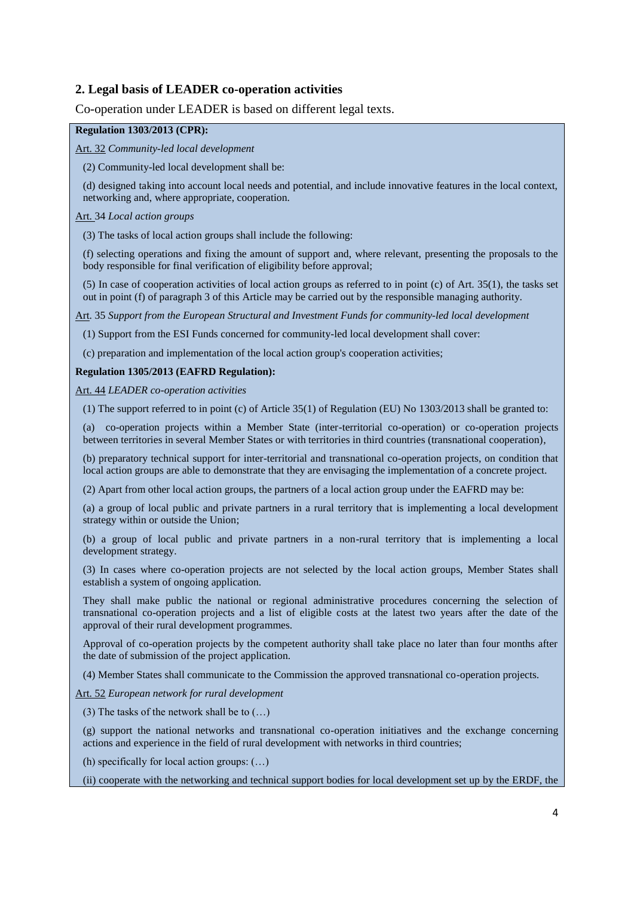## 2. Legal basis of LEADER co-operation activities

Co-operation under LEADER is based on different legal texts.

**Regulation 1303/2013 (CPR):**

Art. 32 *Community-led local development*

(2) Community-led local development shall be:

(d) designed taking into account local needs and potential, and include innovative features in the local context, networking and, where appropriate, cooperation.

Art. 34 *Local action groups*

(3) The tasks of local action groups shall include the following:

(f) selecting operations and fixing the amount of support and, where relevant, presenting the proposals to the body responsible for final verification of eligibility before approval;

(5) In case of cooperation activities of local action groups as referred to in point (c) of Art. 35(1), the tasks set out in point (f) of paragraph 3 of this Article may be carried out by the responsible managing authority.

Art. 35 *Support from the European Structural and Investment Funds for community-led local development*

(1) Support from the ESI Funds concerned for community-led local development shall cover:

(c) preparation and implementation of the local action group's cooperation activities;

**Regulation 1305/2013 (EAFRD Regulation):**

Art. 44 *LEADER co-operation activities*

(1) The support referred to in point (c) of Article 35(1) of Regulation (EU) No 1303/2013 shall be granted to:

(a) co-operation projects within a Member State (inter-territorial co-operation) or co-operation projects between territories in several Member States or with territories in third countries (transnational cooperation),

(b) preparatory technical support for inter-territorial and transnational co-operation projects, on condition that local action groups are able to demonstrate that they are envisaging the implementation of a concrete project.

(2) Apart from other local action groups, the partners of a local action group under the EAFRD may be:

(a) a group of local public and private partners in a rural territory that is implementing a local development strategy within or outside the Union;

(b) a group of local public and private partners in a non-rural territory that is implementing a local development strategy.

(3) In cases where co-operation projects are not selected by the local action groups, Member States shall establish a system of ongoing application.

They shall make public the national or regional administrative procedures concerning the selection of transnational co-operation projects and a list of eligible costs at the latest two years after the date of the approval of their rural development programmes.

Approval of co-operation projects by the competent authority shall take place no later than four months after the date of submission of the project application.

(4) Member States shall communicate to the Commission the approved transnational co-operation projects.

Art. 52 *European network for rural development*

(3) The tasks of the network shall be to (…)

(g) support the national networks and transnational co-operation initiatives and the exchange concerning actions and experience in the field of rural development with networks in third countries;

(h) specifically for local action groups: (…)

(ii) cooperate with the networking and technical support bodies for local development set up by the ERDF, the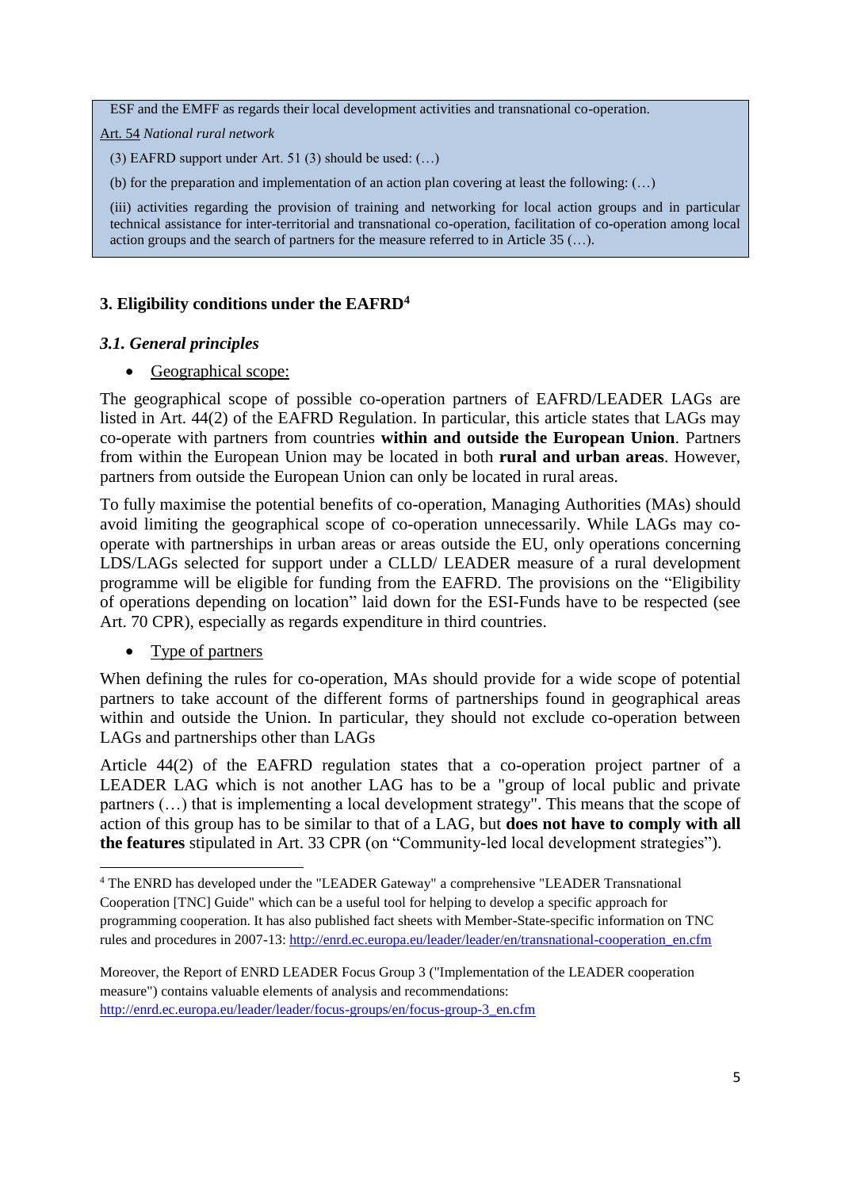ESF and the EMFF as regards their local development activities and transnational co-operation.

Art. 54 *National rural network*

(3) EAFRD support under Art. 51 (3) should be used: (…)

(b) for the preparation and implementation of an action plan covering at least the following: (…)

(iii) activities regarding the provision of training and networking for local action groups and in particular technical assistance for inter-territorial and transnational co-operation, facilitation of co-operation among local action groups and the search of partners for the measure referred to in Article 35 (…).

### 3. Eligibility conditions under the EAFRD[4]

#### *3.1. General principles*

- Geographical scope:

The geographical scope of possible co-operation partners of EAFRD/LEADER LAGs are listed in Art. 44(2) of the EAFRD Regulation. In particular, this article states that LAGs may co-operate with partners from countries **within and outside the European Union**. Partners from within the European Union may be located in both **rural and urban areas**. However, partners from outside the European Union can only be located in rural areas.

To fully maximise the potential benefits of co-operation, Managing Authorities (MAs) should avoid limiting the geographical scope of co-operation unnecessarily. While LAGs may co-operate with partnerships in urban areas or areas outside the EU, only operations concerning LDS/LAGs selected for support under a CLLD/ LEADER measure of a rural development programme will be eligible for funding from the EAFRD. The provisions on the "Eligibility of operations depending on location" laid down for the ESI-Funds have to be respected (see Art. 70 CPR), especially as regards expenditure in third countries.

- Type of partners

When defining the rules for co-operation, MAs should provide for a wide scope of potential partners to take account of the different forms of partnerships found in geographical areas within and outside the Union. In particular, they should not exclude co-operation between LAGs and partnerships other than LAGs

Article 44(2) of the EAFRD regulation states that a co-operation project partner of a LEADER LAG which is not another LAG has to be a "group of local public and private partners (…) that is implementing a local development strategy". This means that the scope of action of this group has to be similar to that of a LAG, but **does not have to comply with all the features** stipulated in Art. 33 CPR (on "Community-led local development strategies").

---

[4] The ENRD has developed under the "LEADER Gateway" a comprehensive "LEADER Transnational Cooperation [TNC] Guide" which can be a useful tool for helping to develop a specific approach for programming cooperation. It has also published fact sheets with Member-State-specific information on TNC rules and procedures in 2007-13: http://enrd.ec.europa.eu/leader/leader/en/transnational-cooperation_en.cfm

Moreover, the Report of ENRD LEADER Focus Group 3 ("Implementation of the LEADER cooperation measure") contains valuable elements of analysis and recommendations: http://enrd.ec.europa.eu/leader/leader/focus-groups/en/focus-group-3_en.cfm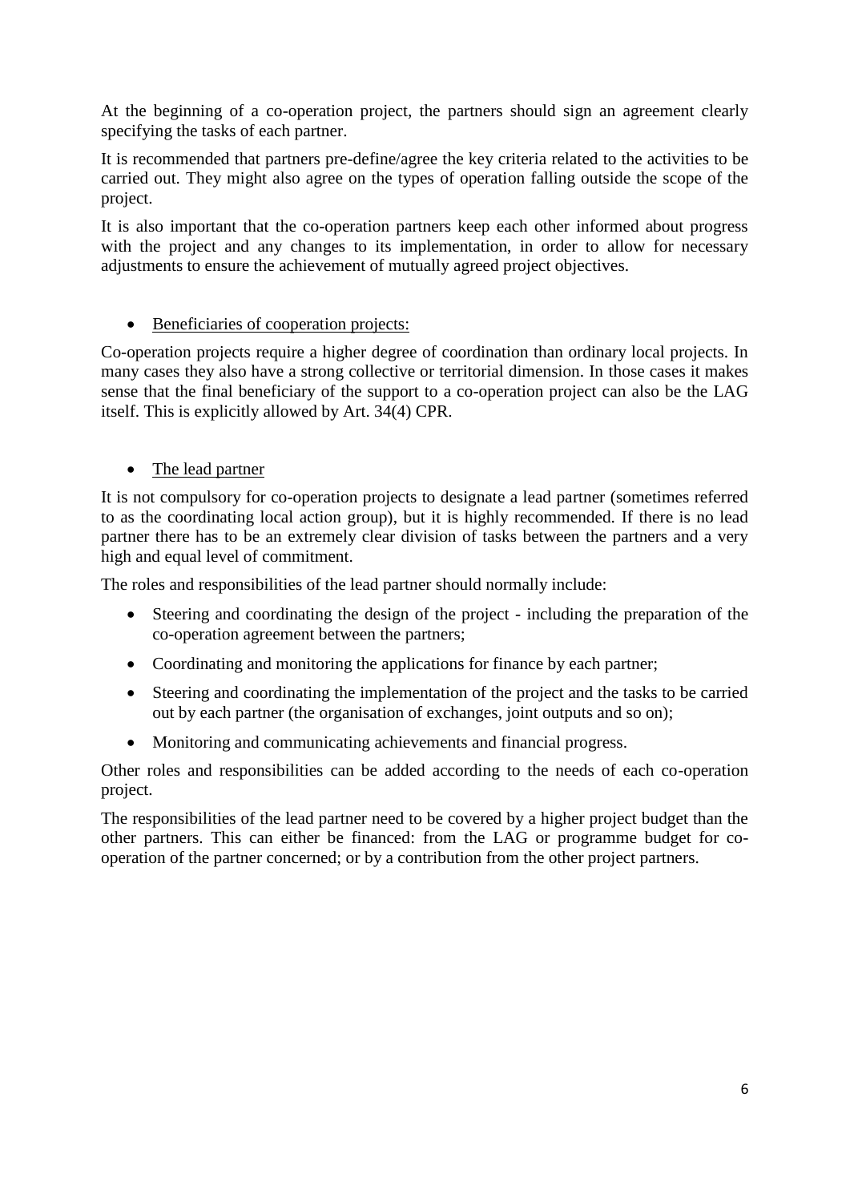At the beginning of a co-operation project, the partners should sign an agreement clearly specifying the tasks of each partner.

It is recommended that partners pre-define/agree the key criteria related to the activities to be carried out. They might also agree on the types of operation falling outside the scope of the project.

It is also important that the co-operation partners keep each other informed about progress with the project and any changes to its implementation, in order to allow for necessary adjustments to ensure the achievement of mutually agreed project objectives.

- Beneficiaries of cooperation projects:

Co-operation projects require a higher degree of coordination than ordinary local projects. In many cases they also have a strong collective or territorial dimension. In those cases it makes sense that the final beneficiary of the support to a co-operation project can also be the LAG itself. This is explicitly allowed by Art. 34(4) CPR.

- The lead partner

It is not compulsory for co-operation projects to designate a lead partner (sometimes referred to as the coordinating local action group), but it is highly recommended. If there is no lead partner there has to be an extremely clear division of tasks between the partners and a very high and equal level of commitment.

The roles and responsibilities of the lead partner should normally include:

- Steering and coordinating the design of the project - including the preparation of the co-operation agreement between the partners;
- Coordinating and monitoring the applications for finance by each partner;
- Steering and coordinating the implementation of the project and the tasks to be carried out by each partner (the organisation of exchanges, joint outputs and so on);
- Monitoring and communicating achievements and financial progress.

Other roles and responsibilities can be added according to the needs of each co-operation project.

The responsibilities of the lead partner need to be covered by a higher project budget than the other partners. This can either be financed: from the LAG or programme budget for co-operation of the partner concerned; or by a contribution from the other project partners.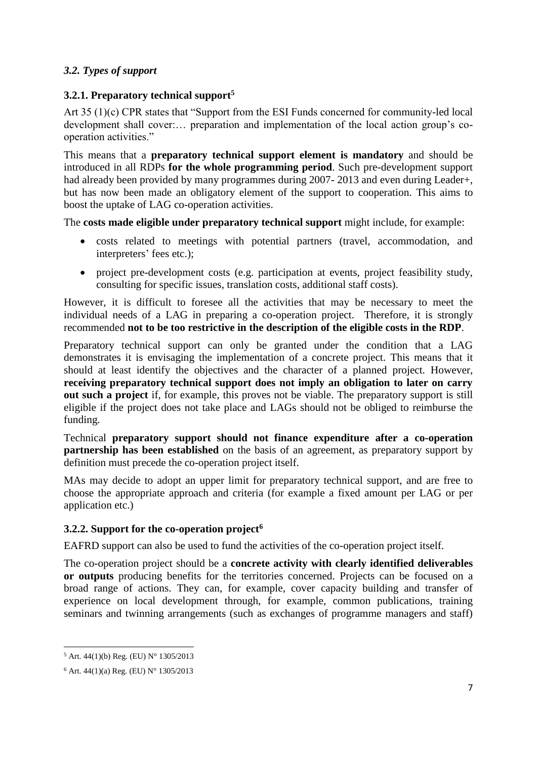### *3.2. Types of support*

#### 3.2.1. Preparatory technical support[5]

Art 35 (1)(c) CPR states that "Support from the ESI Funds concerned for community-led local development shall cover:… preparation and implementation of the local action group's co-operation activities."

This means that a **preparatory technical support element is mandatory** and should be introduced in all RDPs **for the whole programming period**. Such pre-development support had already been provided by many programmes during 2007- 2013 and even during Leader+, but has now been made an obligatory element of the support to cooperation. This aims to boost the uptake of LAG co-operation activities.

The **costs made eligible under preparatory technical support** might include, for example:

- costs related to meetings with potential partners (travel, accommodation, and interpreters' fees etc.);
- project pre-development costs (e.g. participation at events, project feasibility study, consulting for specific issues, translation costs, additional staff costs).

However, it is difficult to foresee all the activities that may be necessary to meet the individual needs of a LAG in preparing a co-operation project. Therefore, it is strongly recommended **not to be too restrictive in the description of the eligible costs in the RDP**.

Preparatory technical support can only be granted under the condition that a LAG demonstrates it is envisaging the implementation of a concrete project. This means that it should at least identify the objectives and the character of a planned project. However, **receiving preparatory technical support does not imply an obligation to later on carry out such a project** if, for example, this proves not be viable. The preparatory support is still eligible if the project does not take place and LAGs should not be obliged to reimburse the funding.

Technical **preparatory support should not finance expenditure after a co-operation partnership has been established** on the basis of an agreement, as preparatory support by definition must precede the co-operation project itself.

MAs may decide to adopt an upper limit for preparatory technical support, and are free to choose the appropriate approach and criteria (for example a fixed amount per LAG or per application etc.)

#### 3.2.2. Support for the co-operation project[6]

EAFRD support can also be used to fund the activities of the co-operation project itself.

The co-operation project should be a **concrete activity with clearly identified deliverables or outputs** producing benefits for the territories concerned. Projects can be focused on a broad range of actions. They can, for example, cover capacity building and transfer of experience on local development through, for example, common publications, training seminars and twinning arrangements (such as exchanges of programme managers and staff)

[5] Art. 44(1)(b) Reg. (EU) N° 1305/2013

[6] Art. 44(1)(a) Reg. (EU) N° 1305/2013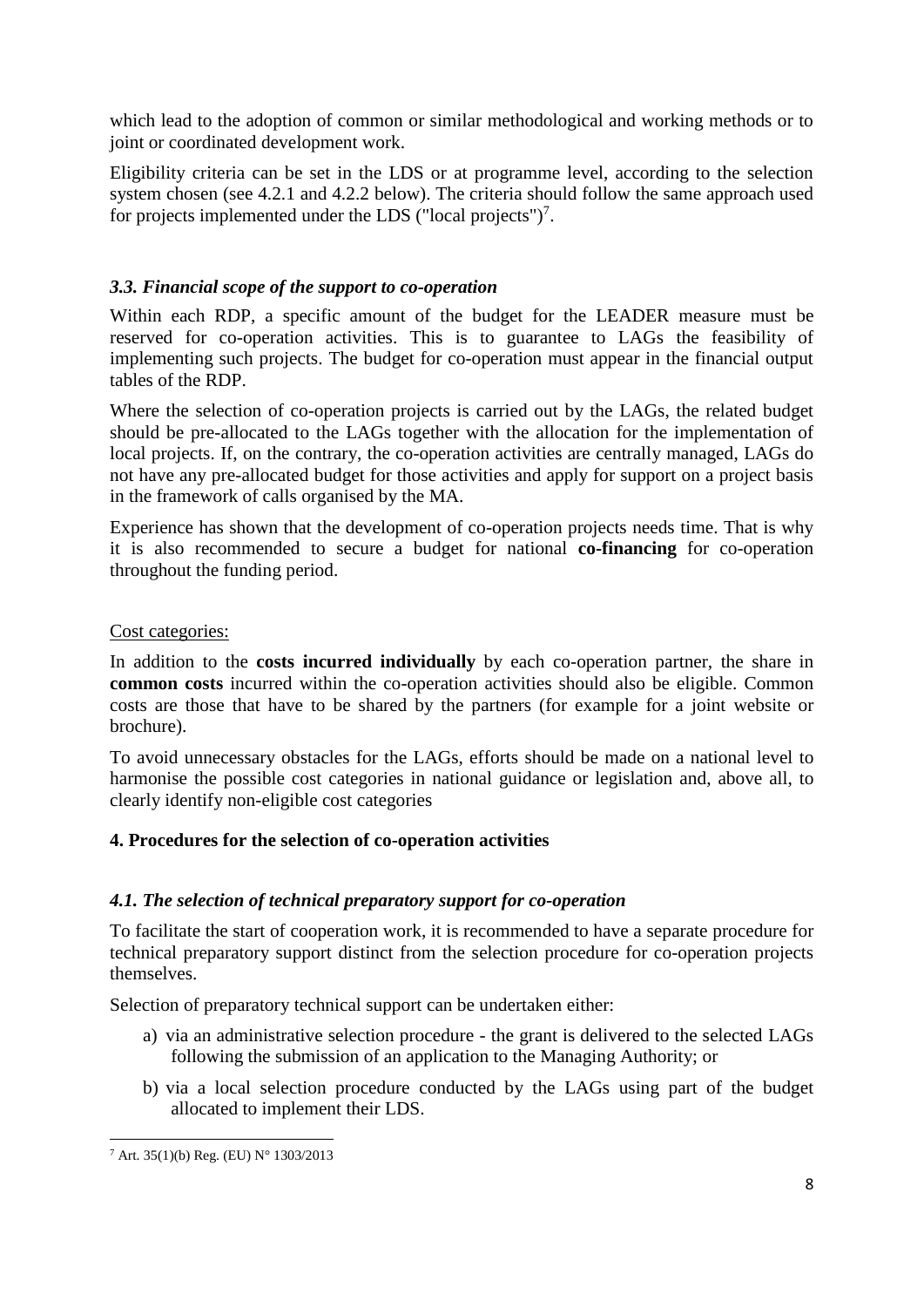which lead to the adoption of common or similar methodological and working methods or to joint or coordinated development work.

Eligibility criteria can be set in the LDS or at programme level, according to the selection system chosen (see 4.2.1 and 4.2.2 below). The criteria should follow the same approach used for projects implemented under the LDS ("local projects")[7].

### *3.3. Financial scope of the support to co-operation*

Within each RDP, a specific amount of the budget for the LEADER measure must be reserved for co-operation activities. This is to guarantee to LAGs the feasibility of implementing such projects. The budget for co-operation must appear in the financial output tables of the RDP.

Where the selection of co-operation projects is carried out by the LAGs, the related budget should be pre-allocated to the LAGs together with the allocation for the implementation of local projects. If, on the contrary, the co-operation activities are centrally managed, LAGs do not have any pre-allocated budget for those activities and apply for support on a project basis in the framework of calls organised by the MA.

Experience has shown that the development of co-operation projects needs time. That is why it is also recommended to secure a budget for national **co-financing** for co-operation throughout the funding period.

<u>Cost categories:</u>

In addition to the **costs incurred individually** by each co-operation partner, the share in **common costs** incurred within the co-operation activities should also be eligible. Common costs are those that have to be shared by the partners (for example for a joint website or brochure).

To avoid unnecessary obstacles for the LAGs, efforts should be made on a national level to harmonise the possible cost categories in national guidance or legislation and, above all, to clearly identify non-eligible cost categories

## 4. Procedures for the selection of co-operation activities

### *4.1. The selection of technical preparatory support for co-operation*

To facilitate the start of cooperation work, it is recommended to have a separate procedure for technical preparatory support distinct from the selection procedure for co-operation projects themselves.

Selection of preparatory technical support can be undertaken either:

a) via an administrative selection procedure - the grant is delivered to the selected LAGs following the submission of an application to the Managing Authority; or

b) via a local selection procedure conducted by the LAGs using part of the budget allocated to implement their LDS.

[7] Art. 35(1)(b) Reg. (EU) N° 1303/2013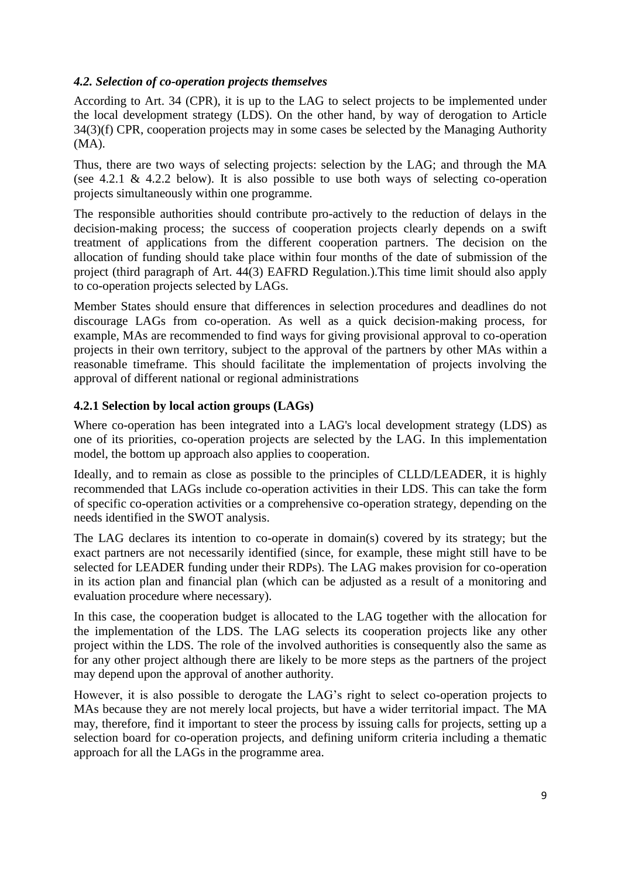### *4.2. Selection of co-operation projects themselves*

According to Art. 34 (CPR), it is up to the LAG to select projects to be implemented under the local development strategy (LDS). On the other hand, by way of derogation to Article 34(3)(f) CPR, cooperation projects may in some cases be selected by the Managing Authority (MA).

Thus, there are two ways of selecting projects: selection by the LAG; and through the MA (see 4.2.1 & 4.2.2 below). It is also possible to use both ways of selecting co-operation projects simultaneously within one programme.

The responsible authorities should contribute pro-actively to the reduction of delays in the decision-making process; the success of cooperation projects clearly depends on a swift treatment of applications from the different cooperation partners. The decision on the allocation of funding should take place within four months of the date of submission of the project (third paragraph of Art. 44(3) EAFRD Regulation.).This time limit should also apply to co-operation projects selected by LAGs.

Member States should ensure that differences in selection procedures and deadlines do not discourage LAGs from co-operation. As well as a quick decision-making process, for example, MAs are recommended to find ways for giving provisional approval to co-operation projects in their own territory, subject to the approval of the partners by other MAs within a reasonable timeframe. This should facilitate the implementation of projects involving the approval of different national or regional administrations

### 4.2.1 Selection by local action groups (LAGs)

Where co-operation has been integrated into a LAG's local development strategy (LDS) as one of its priorities, co-operation projects are selected by the LAG. In this implementation model, the bottom up approach also applies to cooperation.

Ideally, and to remain as close as possible to the principles of CLLD/LEADER, it is highly recommended that LAGs include co-operation activities in their LDS. This can take the form of specific co-operation activities or a comprehensive co-operation strategy, depending on the needs identified in the SWOT analysis.

The LAG declares its intention to co-operate in domain(s) covered by its strategy; but the exact partners are not necessarily identified (since, for example, these might still have to be selected for LEADER funding under their RDPs). The LAG makes provision for co-operation in its action plan and financial plan (which can be adjusted as a result of a monitoring and evaluation procedure where necessary).

In this case, the cooperation budget is allocated to the LAG together with the allocation for the implementation of the LDS. The LAG selects its cooperation projects like any other project within the LDS. The role of the involved authorities is consequently also the same as for any other project although there are likely to be more steps as the partners of the project may depend upon the approval of another authority.

However, it is also possible to derogate the LAG's right to select co-operation projects to MAs because they are not merely local projects, but have a wider territorial impact. The MA may, therefore, find it important to steer the process by issuing calls for projects, setting up a selection board for co-operation projects, and defining uniform criteria including a thematic approach for all the LAGs in the programme area.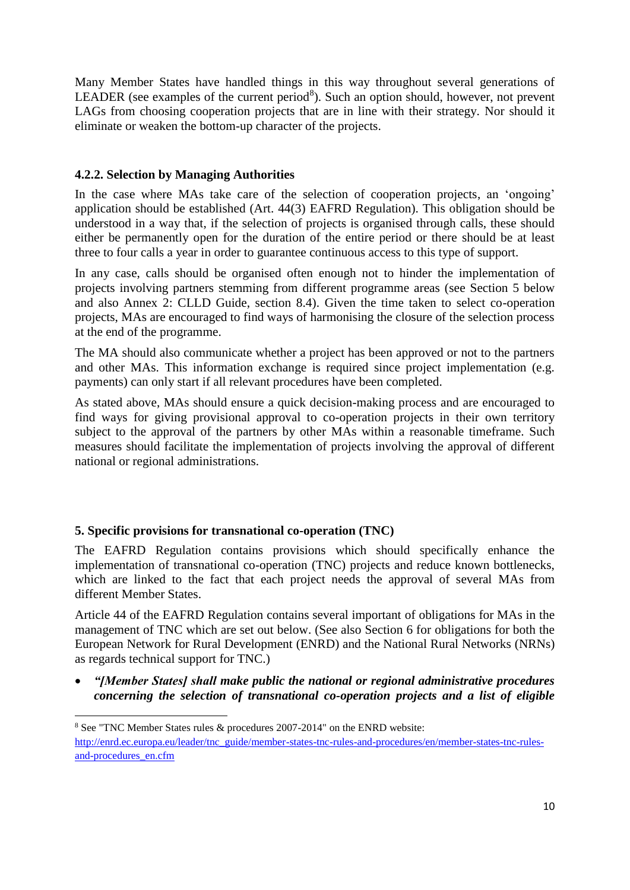Many Member States have handled things in this way throughout several generations of LEADER (see examples of the current period[8]). Such an option should, however, not prevent LAGs from choosing cooperation projects that are in line with their strategy. Nor should it eliminate or weaken the bottom-up character of the projects.

### 4.2.2. Selection by Managing Authorities

In the case where MAs take care of the selection of cooperation projects, an 'ongoing' application should be established (Art. 44(3) EAFRD Regulation). This obligation should be understood in a way that, if the selection of projects is organised through calls, these should either be permanently open for the duration of the entire period or there should be at least three to four calls a year in order to guarantee continuous access to this type of support.

In any case, calls should be organised often enough not to hinder the implementation of projects involving partners stemming from different programme areas (see Section 5 below and also Annex 2: CLLD Guide, section 8.4). Given the time taken to select co-operation projects, MAs are encouraged to find ways of harmonising the closure of the selection process at the end of the programme.

The MA should also communicate whether a project has been approved or not to the partners and other MAs. This information exchange is required since project implementation (e.g. payments) can only start if all relevant procedures have been completed.

As stated above, MAs should ensure a quick decision-making process and are encouraged to find ways for giving provisional approval to co-operation projects in their own territory subject to the approval of the partners by other MAs within a reasonable timeframe. Such measures should facilitate the implementation of projects involving the approval of different national or regional administrations.

## 5. Specific provisions for transnational co-operation (TNC)

The EAFRD Regulation contains provisions which should specifically enhance the implementation of transnational co-operation (TNC) projects and reduce known bottlenecks, which are linked to the fact that each project needs the approval of several MAs from different Member States.

Article 44 of the EAFRD Regulation contains several important of obligations for MAs in the management of TNC which are set out below. (See also Section 6 for obligations for both the European Network for Rural Development (ENRD) and the National Rural Networks (NRNs) as regards technical support for TNC.)

- ***"[Member States] shall make public the national or regional administrative procedures concerning the selection of transnational co-operation projects and a list of eligible***

---

[8] See "TNC Member States rules & procedures 2007-2014" on the ENRD website: http://enrd.ec.europa.eu/leader/tnc_guide/member-states-tnc-rules-and-procedures/en/member-states-tnc-rules-and-procedures_en.cfm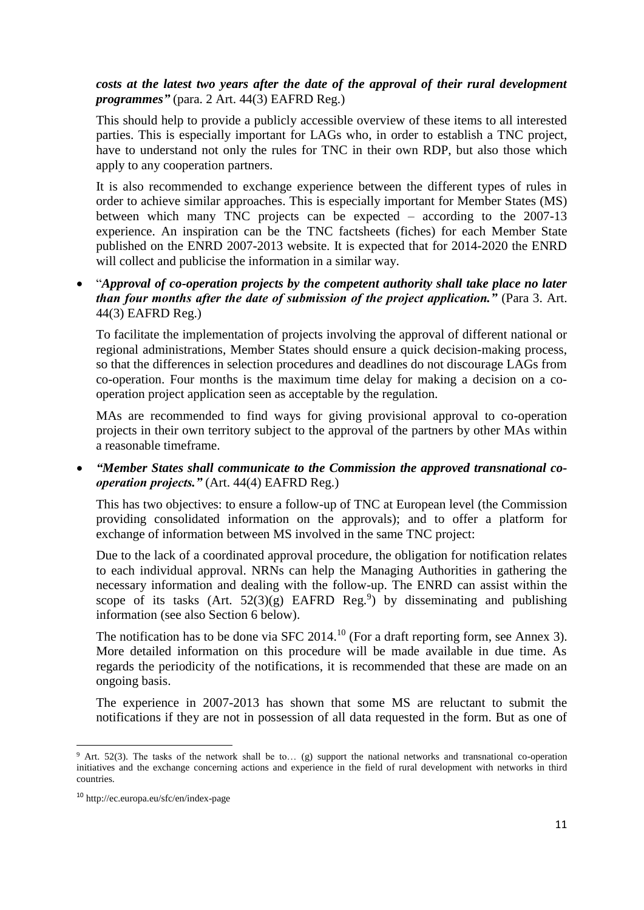***costs at the latest two years after the date of the approval of their rural development programmes"*** (para. 2 Art. 44(3) EAFRD Reg.)

This should help to provide a publicly accessible overview of these items to all interested parties. This is especially important for LAGs who, in order to establish a TNC project, have to understand not only the rules for TNC in their own RDP, but also those which apply to any cooperation partners.

It is also recommended to exchange experience between the different types of rules in order to achieve similar approaches. This is especially important for Member States (MS) between which many TNC projects can be expected – according to the 2007-13 experience. An inspiration can be the TNC factsheets (fiches) for each Member State published on the ENRD 2007-2013 website. It is expected that for 2014-2020 the ENRD will collect and publicise the information in a similar way.

- "***Approval of co-operation projects by the competent authority shall take place no later than four months after the date of submission of the project application."*** (Para 3. Art. 44(3) EAFRD Reg.)

  To facilitate the implementation of projects involving the approval of different national or regional administrations, Member States should ensure a quick decision-making process, so that the differences in selection procedures and deadlines do not discourage LAGs from co-operation. Four months is the maximum time delay for making a decision on a co-operation project application seen as acceptable by the regulation.

  MAs are recommended to find ways for giving provisional approval to co-operation projects in their own territory subject to the approval of the partners by other MAs within a reasonable timeframe.

- ***"Member States shall communicate to the Commission the approved transnational co-operation projects."*** (Art. 44(4) EAFRD Reg.)

  This has two objectives: to ensure a follow-up of TNC at European level (the Commission providing consolidated information on the approvals); and to offer a platform for exchange of information between MS involved in the same TNC project:

  Due to the lack of a coordinated approval procedure, the obligation for notification relates to each individual approval. NRNs can help the Managing Authorities in gathering the necessary information and dealing with the follow-up. The ENRD can assist within the scope of its tasks (Art. 52(3)(g) EAFRD Reg.[9]) by disseminating and publishing information (see also Section 6 below).

  The notification has to be done via SFC 2014.[10] (For a draft reporting form, see Annex 3). More detailed information on this procedure will be made available in due time. As regards the periodicity of the notifications, it is recommended that these are made on an ongoing basis.

  The experience in 2007-2013 has shown that some MS are reluctant to submit the notifications if they are not in possession of all data requested in the form. But as one of

---

[9] Art. 52(3). The tasks of the network shall be to… (g) support the national networks and transnational co-operation initiatives and the exchange concerning actions and experience in the field of rural development with networks in third countries.

[10] http://ec.europa.eu/sfc/en/index-page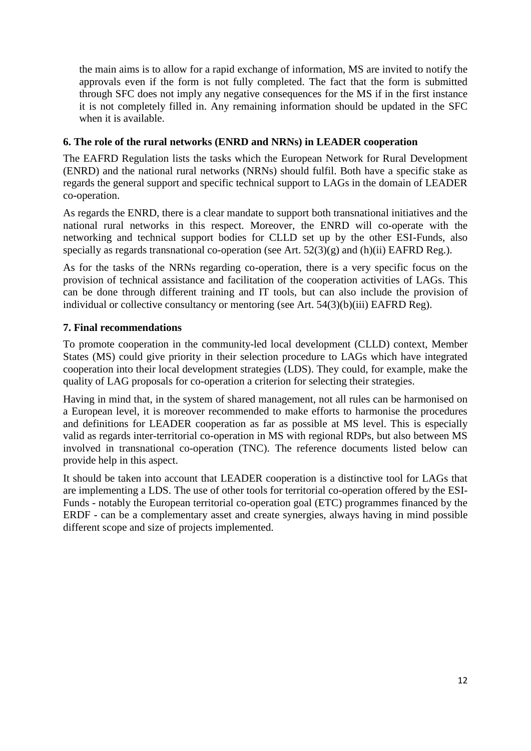the main aims is to allow for a rapid exchange of information, MS are invited to notify the approvals even if the form is not fully completed. The fact that the form is submitted through SFC does not imply any negative consequences for the MS if in the first instance it is not completely filled in. Any remaining information should be updated in the SFC when it is available.

## 6. The role of the rural networks (ENRD and NRNs) in LEADER cooperation

The EAFRD Regulation lists the tasks which the European Network for Rural Development (ENRD) and the national rural networks (NRNs) should fulfil. Both have a specific stake as regards the general support and specific technical support to LAGs in the domain of LEADER co-operation.

As regards the ENRD, there is a clear mandate to support both transnational initiatives and the national rural networks in this respect. Moreover, the ENRD will co-operate with the networking and technical support bodies for CLLD set up by the other ESI-Funds, also specially as regards transnational co-operation (see Art. 52(3)(g) and (h)(ii) EAFRD Reg.).

As for the tasks of the NRNs regarding co-operation, there is a very specific focus on the provision of technical assistance and facilitation of the cooperation activities of LAGs. This can be done through different training and IT tools, but can also include the provision of individual or collective consultancy or mentoring (see Art. 54(3)(b)(iii) EAFRD Reg).

## 7. Final recommendations

To promote cooperation in the community-led local development (CLLD) context, Member States (MS) could give priority in their selection procedure to LAGs which have integrated cooperation into their local development strategies (LDS). They could, for example, make the quality of LAG proposals for co-operation a criterion for selecting their strategies.

Having in mind that, in the system of shared management, not all rules can be harmonised on a European level, it is moreover recommended to make efforts to harmonise the procedures and definitions for LEADER cooperation as far as possible at MS level. This is especially valid as regards inter-territorial co-operation in MS with regional RDPs, but also between MS involved in transnational co-operation (TNC). The reference documents listed below can provide help in this aspect.

It should be taken into account that LEADER cooperation is a distinctive tool for LAGs that are implementing a LDS. The use of other tools for territorial co-operation offered by the ESI-Funds - notably the European territorial co-operation goal (ETC) programmes financed by the ERDF - can be a complementary asset and create synergies, always having in mind possible different scope and size of projects implemented.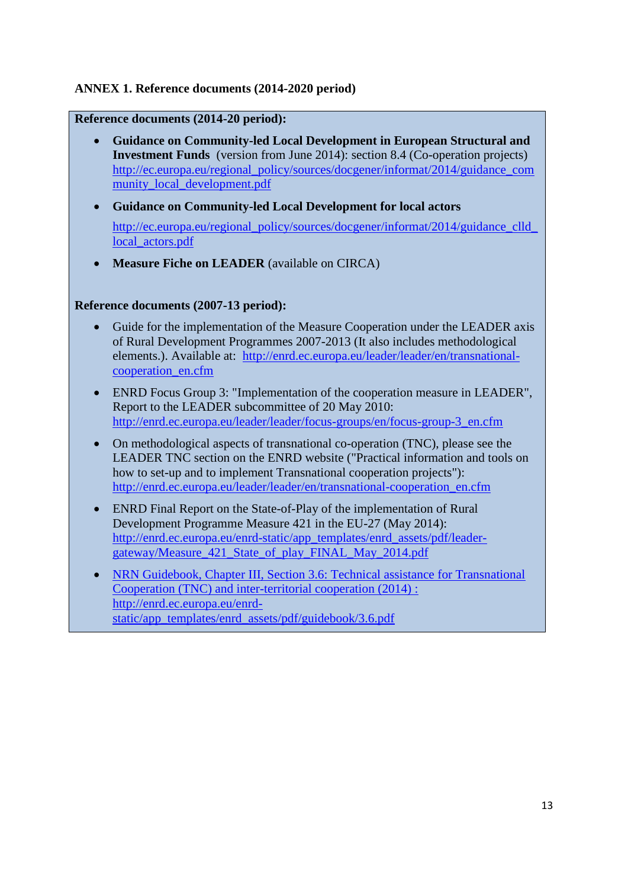## ANNEX 1. Reference documents (2014-2020 period)

**Reference documents (2014-20 period):**

- **Guidance on Community-led Local Development in European Structural and Investment Funds** (version from June 2014): section 8.4 (Co-operation projects) http://ec.europa.eu/regional_policy/sources/docgener/informat/2014/guidance_community_local_development.pdf
- **Guidance on Community-led Local Development for local actors**

  http://ec.europa.eu/regional_policy/sources/docgener/informat/2014/guidance_clld_local_actors.pdf
- **Measure Fiche on LEADER** (available on CIRCA)

**Reference documents (2007-13 period):**

- Guide for the implementation of the Measure Cooperation under the LEADER axis of Rural Development Programmes 2007-2013 (It also includes methodological elements.). Available at: http://enrd.ec.europa.eu/leader/leader/en/transnational-cooperation_en.cfm
- ENRD Focus Group 3: "Implementation of the cooperation measure in LEADER", Report to the LEADER subcommittee of 20 May 2010: http://enrd.ec.europa.eu/leader/leader/focus-groups/en/focus-group-3_en.cfm
- On methodological aspects of transnational co-operation (TNC), please see the LEADER TNC section on the ENRD website ("Practical information and tools on how to set-up and to implement Transnational cooperation projects"): http://enrd.ec.europa.eu/leader/leader/en/transnational-cooperation_en.cfm
- ENRD Final Report on the State-of-Play of the implementation of Rural Development Programme Measure 421 in the EU-27 (May 2014): http://enrd.ec.europa.eu/enrd-static/app_templates/enrd_assets/pdf/leader-gateway/Measure_421_State_of_play_FINAL_May_2014.pdf
- NRN Guidebook, Chapter III, Section 3.6: Technical assistance for Transnational Cooperation (TNC) and inter-territorial cooperation (2014) : http://enrd.ec.europa.eu/enrd-static/app_templates/enrd_assets/pdf/guidebook/3.6.pdf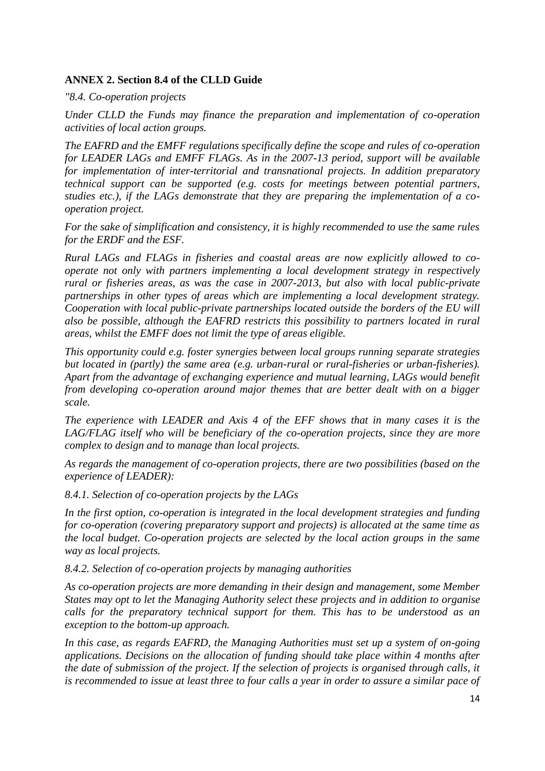**ANNEX 2. Section 8.4 of the CLLD Guide**

*"8.4. Co-operation projects*

*Under CLLD the Funds may finance the preparation and implementation of co-operation activities of local action groups.*

*The EAFRD and the EMFF regulations specifically define the scope and rules of co-operation for LEADER LAGs and EMFF FLAGs. As in the 2007-13 period, support will be available for implementation of inter-territorial and transnational projects. In addition preparatory technical support can be supported (e.g. costs for meetings between potential partners, studies etc.), if the LAGs demonstrate that they are preparing the implementation of a co-operation project.*

*For the sake of simplification and consistency, it is highly recommended to use the same rules for the ERDF and the ESF.*

*Rural LAGs and FLAGs in fisheries and coastal areas are now explicitly allowed to co-operate not only with partners implementing a local development strategy in respectively rural or fisheries areas, as was the case in 2007-2013, but also with local public-private partnerships in other types of areas which are implementing a local development strategy. Cooperation with local public-private partnerships located outside the borders of the EU will also be possible, although the EAFRD restricts this possibility to partners located in rural areas, whilst the EMFF does not limit the type of areas eligible.*

*This opportunity could e.g. foster synergies between local groups running separate strategies but located in (partly) the same area (e.g. urban-rural or rural-fisheries or urban-fisheries). Apart from the advantage of exchanging experience and mutual learning, LAGs would benefit from developing co-operation around major themes that are better dealt with on a bigger scale.*

*The experience with LEADER and Axis 4 of the EFF shows that in many cases it is the LAG/FLAG itself who will be beneficiary of the co-operation projects, since they are more complex to design and to manage than local projects.*

*As regards the management of co-operation projects, there are two possibilities (based on the experience of LEADER):*

*8.4.1. Selection of co-operation projects by the LAGs*

*In the first option, co-operation is integrated in the local development strategies and funding for co-operation (covering preparatory support and projects) is allocated at the same time as the local budget. Co-operation projects are selected by the local action groups in the same way as local projects.*

*8.4.2. Selection of co-operation projects by managing authorities*

*As co-operation projects are more demanding in their design and management, some Member States may opt to let the Managing Authority select these projects and in addition to organise calls for the preparatory technical support for them. This has to be understood as an exception to the bottom-up approach.*

*In this case, as regards EAFRD, the Managing Authorities must set up a system of on-going applications. Decisions on the allocation of funding should take place within 4 months after the date of submission of the project. If the selection of projects is organised through calls, it is recommended to issue at least three to four calls a year in order to assure a similar pace of*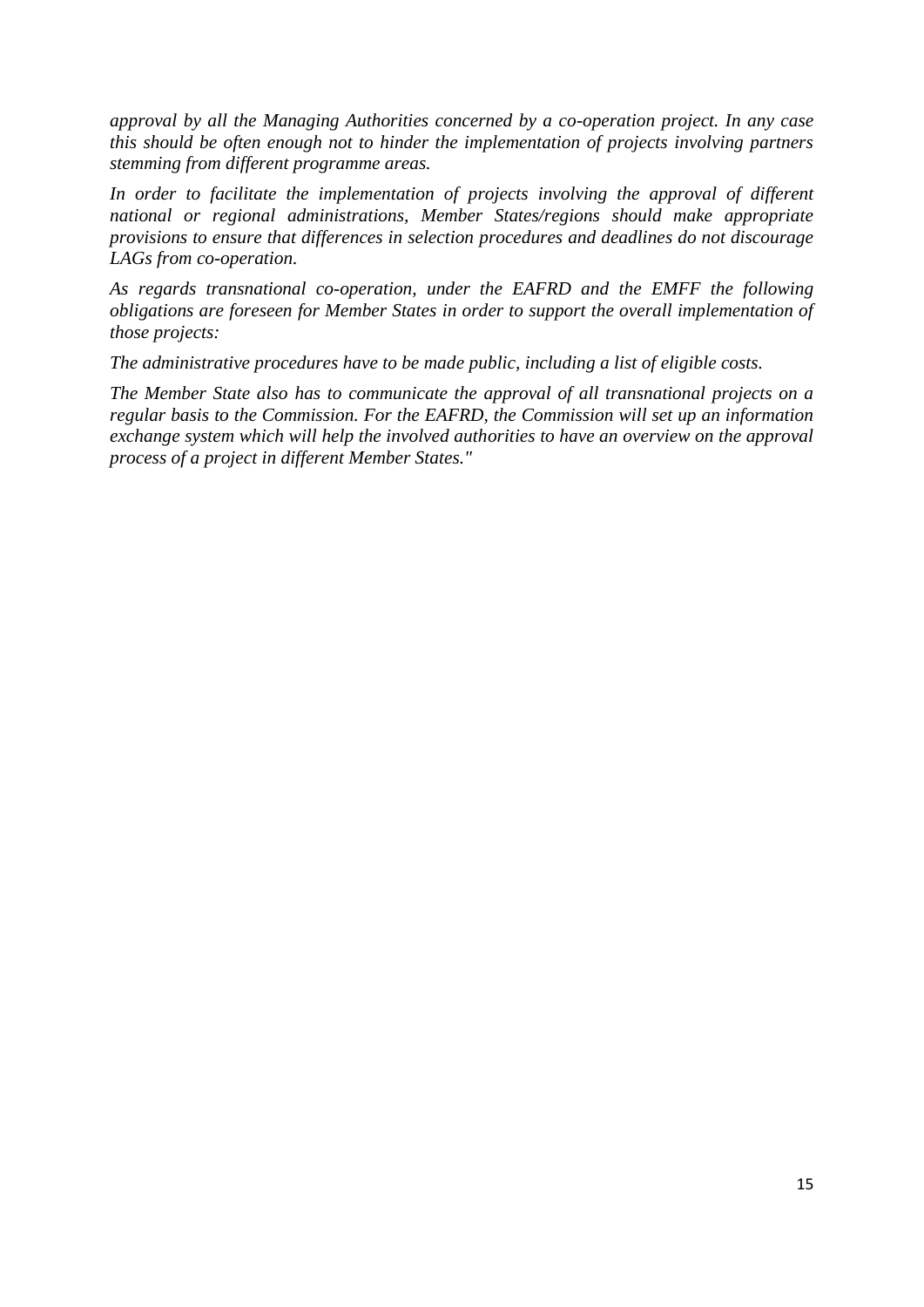*approval by all the Managing Authorities concerned by a co-operation project. In any case this should be often enough not to hinder the implementation of projects involving partners stemming from different programme areas.*

*In order to facilitate the implementation of projects involving the approval of different national or regional administrations, Member States/regions should make appropriate provisions to ensure that differences in selection procedures and deadlines do not discourage LAGs from co-operation.*

*As regards transnational co-operation, under the EAFRD and the EMFF the following obligations are foreseen for Member States in order to support the overall implementation of those projects:*

*The administrative procedures have to be made public, including a list of eligible costs.*

*The Member State also has to communicate the approval of all transnational projects on a regular basis to the Commission. For the EAFRD, the Commission will set up an information exchange system which will help the involved authorities to have an overview on the approval process of a project in different Member States."*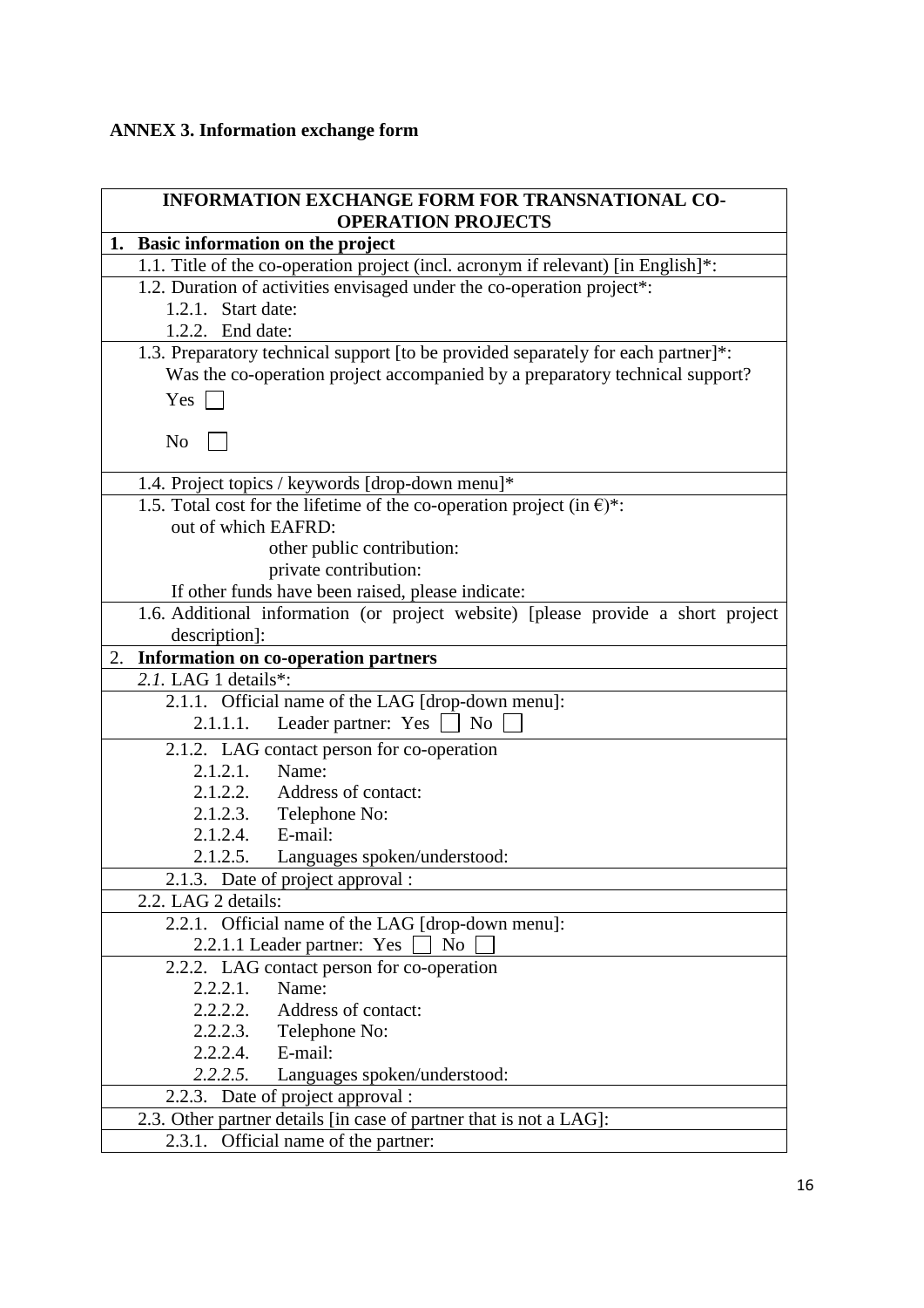## ANNEX 3. Information exchange form

| INFORMATION EXCHANGE FORM FOR TRANSNATIONAL CO-OPERATION PROJECTS |
|---|
| **1. Basic information on the project** |
| 1.1. Title of the co-operation project (incl. acronym if relevant) [in English]*: |
| 1.2. Duration of activities envisaged under the co-operation project*:<br>1.2.1. Start date:<br>1.2.2. End date: |
| 1.3. Preparatory technical support [to be provided separately for each partner]*:<br>Was the co-operation project accompanied by a preparatory technical support?<br>Yes ☐<br>No ☐ |
| 1.4. Project topics / keywords [drop-down menu]* |
| 1.5. Total cost for the lifetime of the co-operation project (in €)*:<br>out of which EAFRD:<br>other public contribution:<br>private contribution:<br>If other funds have been raised, please indicate: |
| 1.6. Additional information (or project website) [please provide a short project description]: |
| **2. Information on co-operation partners** |
| *2.1.* LAG 1 details*: |
| 2.1.1. Official name of the LAG [drop-down menu]:<br>2.1.1.1. Leader partner: Yes ☐ No ☐ |
| 2.1.2. LAG contact person for co-operation<br>2.1.2.1. Name:<br>2.1.2.2. Address of contact:<br>2.1.2.3. Telephone No:<br>2.1.2.4. E-mail:<br>2.1.2.5. Languages spoken/understood: |
| 2.1.3. Date of project approval : |
| 2.2. LAG 2 details: |
| 2.2.1. Official name of the LAG [drop-down menu]:<br>2.2.1.1 Leader partner: Yes ☐ No ☐ |
| 2.2.2. LAG contact person for co-operation<br>2.2.2.1. Name:<br>2.2.2.2. Address of contact:<br>2.2.2.3. Telephone No:<br>2.2.2.4. E-mail:<br>*2.2.2.5.* Languages spoken/understood: |
| 2.2.3. Date of project approval : |
| 2.3. Other partner details [in case of partner that is not a LAG]: |
| 2.3.1. Official name of the partner: |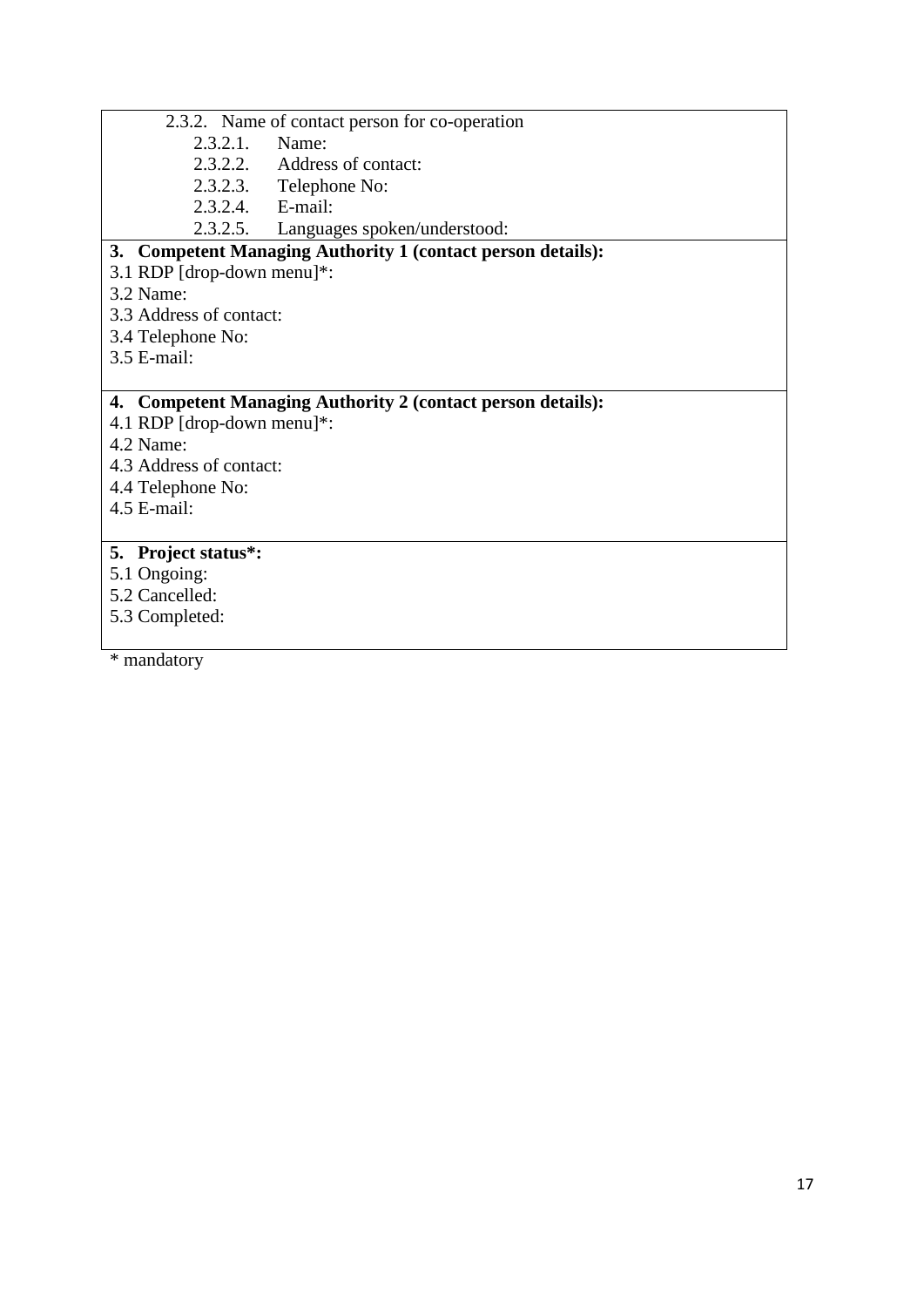2.3.2. Name of contact person for co-operation

  - 2.3.2.1. Name:
  - 2.3.2.2. Address of contact:
  - 2.3.2.3. Telephone No:
  - 2.3.2.4. E-mail:
  - 2.3.2.5. Languages spoken/understood:

**3. Competent Managing Authority 1 (contact person details):**

3.1 RDP [drop-down menu]*:

3.2 Name:

3.3 Address of contact:

3.4 Telephone No:

3.5 E-mail:

**4. Competent Managing Authority 2 (contact person details):**

4.1 RDP [drop-down menu]*:

4.2 Name:

4.3 Address of contact:

4.4 Telephone No:

4.5 E-mail:

**5. Project status*:**

5.1 Ongoing:

5.2 Cancelled:

5.3 Completed:

* mandatory